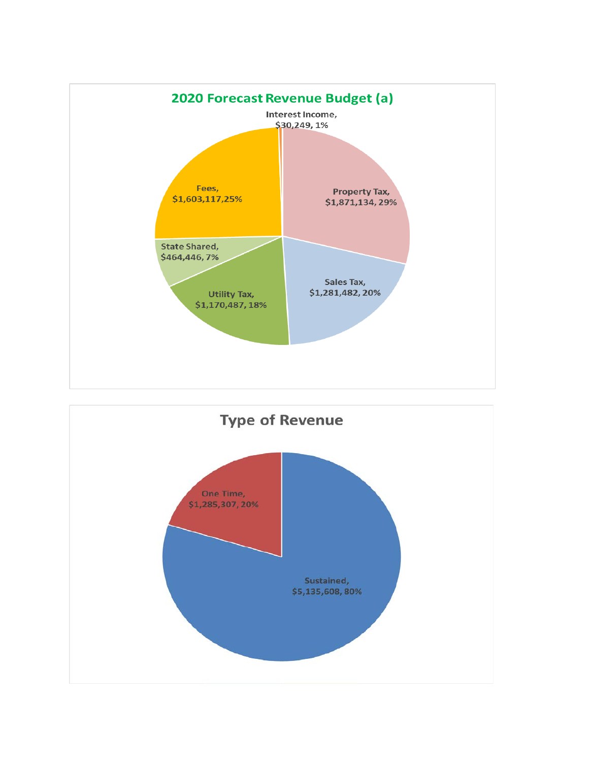## 2020 Forecast Revenue Budget (a)

Interest Income, $30,249, 1%

Property Tax, $1,871,134, 29%

Sales Tax, $1,281,482, 20%

Utility Tax, $1,170,487, 18%

State Shared, $464,446, 7%

Fees, $1,603,117,25%

## Type of Revenue

One Time, $1,285,307, 20%

Sustained, $5,135,608, 80%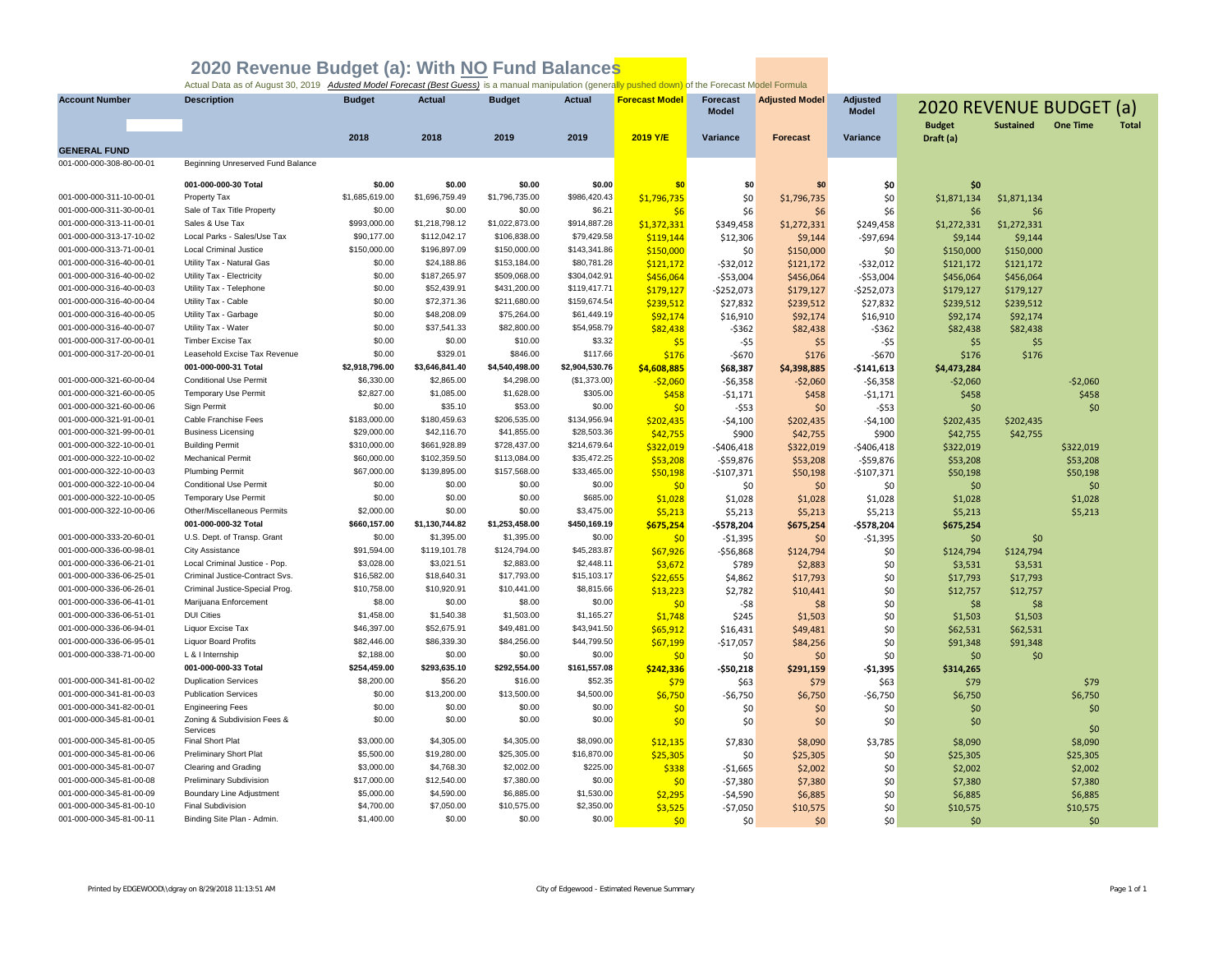# 2020 Revenue Budget (a): With NO Fund Balances

Actual Data as of August 30, 2019 *Adjusted Model Forecast (Best Guess)* is a manual manipulation (generally pushed down) of the Forecast Model Formula

| Account Number | Description | Budget 2018 | Actual 2018 | Budget 2019 | Actual 2019 | Forecast Model 2019 Y/E | Forecast Model Variance | Adjusted Model Forecast | Adjusted Model Variance | 2020 REVENUE BUDGET (a) Budget Draft (a) | Sustained | One Time | Total |
|---|---|---|---|---|---|---|---|---|---|---|---|---|---|
| **GENERAL FUND** | | | | | | | | | | | | | |
| 001-000-000-308-80-00-01 | Beginning Unreserved Fund Balance | | | | | | | | | | | | |
| | **001-000-000-30 Total** | **$0.00** | **$0.00** | **$0.00** | **$0.00** | **$0** | **$0** | **$0** | **$0** | **$0** | | | |
| 001-000-000-311-10-00-01 | Property Tax | $1,685,619.00 | $1,696,759.49 | $1,796,735.00 | $986,420.43 | $1,796,735 | $0 | $1,796,735 | $0 | $1,871,134 | $1,871,134 | | |
| 001-000-000-311-30-00-01 | Sale of Tax Title Property | $0.00 | $0.00 | $0.00 | $6.21 | $6 | $6 | $6 | $6 | $6 | $6 | | |
| 001-000-000-313-11-00-01 | Sales & Use Tax | $993,000.00 | $1,218,798.12 | $1,022,873.00 | $914,887.28 | $1,372,331 | $349,458 | $1,272,331 | $249,458 | $1,272,331 | $1,272,331 | | |
| 001-000-000-313-17-10-02 | Local Parks - Sales/Use Tax | $90,177.00 | $112,042.17 | $106,838.00 | $79,429.58 | $119,144 | $12,306 | $9,144 | -$97,694 | $9,144 | $9,144 | | |
| 001-000-000-313-71-00-01 | Local Criminal Justice | $150,000.00 | $196,897.09 | $150,000.00 | $143,341.86 | $150,000 | $0 | $150,000 | $0 | $150,000 | $150,000 | | |
| 001-000-000-316-40-00-01 | Utility Tax - Natural Gas | $0.00 | $24,188.86 | $153,184.00 | $80,781.28 | $121,172 | -$32,012 | $121,172 | -$32,012 | $121,172 | $121,172 | | |
| 001-000-000-316-40-00-02 | Utility Tax - Electricity | $0.00 | $187,265.97 | $509,068.00 | $304,042.91 | $456,064 | -$53,004 | $456,064 | -$53,004 | $456,064 | $456,064 | | |
| 001-000-000-316-40-00-03 | Utility Tax - Telephone | $0.00 | $52,439.91 | $431,200.00 | $119,417.71 | $179,127 | -$252,073 | $179,127 | -$252,073 | $179,127 | $179,127 | | |
| 001-000-000-316-40-00-04 | Utility Tax - Cable | $0.00 | $72,371.36 | $211,680.00 | $159,674.54 | $239,512 | $27,832 | $239,512 | $27,832 | $239,512 | $239,512 | | |
| 001-000-000-316-40-00-05 | Utility Tax - Garbage | $0.00 | $48,208.09 | $75,264.00 | $61,449.19 | $92,174 | $16,910 | $92,174 | $16,910 | $92,174 | $92,174 | | |
| 001-000-000-316-40-00-07 | Utility Tax - Water | $0.00 | $37,541.33 | $82,800.00 | $54,958.79 | $82,438 | -$362 | $82,438 | -$362 | $82,438 | $82,438 | | |
| 001-000-000-317-00-00-01 | Timber Excise Tax | $0.00 | $0.00 | $10.00 | $3.32 | $5 | -$5 | $5 | -$5 | $5 | $5 | | |
| 001-000-000-317-20-00-01 | Leasehold Excise Tax Revenue | $0.00 | $329.01 | $846.00 | $117.66 | $176 | -$670 | $176 | -$670 | $176 | $176 | | |
| | **001-000-000-31 Total** | **$2,918,796.00** | **$3,646,841.40** | **$4,540,498.00** | **$2,904,530.76** | **$4,608,885** | **$68,387** | **$4,398,885** | **-$141,613** | **$4,473,284** | | | |
| 001-000-000-321-60-00-04 | Conditional Use Permit | $6,330.00 | $2,865.00 | $4,298.00 | ($1,373.00) | -$2,060 | -$6,358 | -$2,060 | -$6,358 | -$2,060 | | -$2,060 | |
| 001-000-000-321-60-00-05 | Temporary Use Permit | $2,827.00 | $1,085.00 | $1,628.00 | $305.00 | $458 | -$1,171 | $458 | -$1,171 | $458 | | $458 | |
| 001-000-000-321-60-00-06 | Sign Permit | $0.00 | $35.10 | $53.00 | $0.00 | $0 | -$53 | $0 | -$53 | $0 | | $0 | |
| 001-000-000-321-91-00-01 | Cable Franchise Fees | $183,000.00 | $180,459.63 | $206,535.00 | $134,956.94 | $202,435 | -$4,100 | $202,435 | -$4,100 | $202,435 | $202,435 | | |
| 001-000-000-321-99-00-01 | Business Licensing | $29,000.00 | $42,116.70 | $41,855.00 | $28,503.36 | $42,755 | $900 | $42,755 | $900 | $42,755 | $42,755 | | |
| 001-000-000-322-10-00-01 | Building Permit | $310,000.00 | $661,928.89 | $728,437.00 | $214,679.64 | $322,019 | -$406,418 | $322,019 | -$406,418 | $322,019 | | $322,019 | |
| 001-000-000-322-10-00-02 | Mechanical Permit | $60,000.00 | $102,359.50 | $113,084.00 | $35,472.25 | $53,208 | -$59,876 | $53,208 | -$59,876 | $53,208 | | $53,208 | |
| 001-000-000-322-10-00-03 | Plumbing Permit | $67,000.00 | $139,895.00 | $157,568.00 | $33,465.00 | $50,198 | -$107,371 | $50,198 | -$107,371 | $50,198 | | $50,198 | |
| 001-000-000-322-10-00-04 | Conditional Use Permit | $0.00 | $0.00 | $0.00 | $0.00 | $0 | $0 | $0 | $0 | $0 | | $0 | |
| 001-000-000-322-10-00-05 | Temporary Use Permit | $0.00 | $0.00 | $0.00 | $685.00 | $1,028 | $1,028 | $1,028 | $1,028 | $1,028 | | $1,028 | |
| 001-000-000-322-10-00-06 | Other/Miscellaneous Permits | $2,000.00 | $0.00 | $0.00 | $3,475.00 | $5,213 | $5,213 | $5,213 | $5,213 | $5,213 | | $5,213 | |
| | **001-000-000-32 Total** | **$660,157.00** | **$1,130,744.82** | **$1,253,458.00** | **$450,169.19** | **$675,254** | **-$578,204** | **$675,254** | **-$578,204** | **$675,254** | | | |
| 001-000-000-333-20-60-01 | U.S. Dept. of Transp. Grant | $0.00 | $1,395.00 | $1,395.00 | $0.00 | $0 | -$1,395 | $0 | -$1,395 | $0 | $0 | | |
| 001-000-000-336-00-98-01 | City Assistance | $91,594.00 | $119,101.78 | $124,794.00 | $45,283.87 | $67,926 | -$56,868 | $124,794 | $0 | $124,794 | $124,794 | | |
| 001-000-000-336-06-21-01 | Local Criminal Justice - Pop. | $3,028.00 | $3,021.51 | $2,883.00 | $2,448.11 | $3,672 | $789 | $2,883 | $0 | $3,531 | $3,531 | | |
| 001-000-000-336-06-25-01 | Criminal Justice-Contract Svs. | $16,582.00 | $18,640.31 | $17,793.00 | $15,103.17 | $22,655 | $4,862 | $17,793 | $0 | $17,793 | $17,793 | | |
| 001-000-000-336-06-26-01 | Criminal Justice-Special Prog. | $10,758.00 | $10,920.91 | $10,441.00 | $8,815.66 | $13,223 | $2,782 | $10,441 | $0 | $12,757 | $12,757 | | |
| 001-000-000-336-06-41-01 | Marijuana Enforcement | $8.00 | $0.00 | $8.00 | $0.00 | $0 | -$8 | $8 | $0 | $8 | $8 | | |
| 001-000-000-336-06-51-01 | DUI Cities | $1,458.00 | $1,540.38 | $1,503.00 | $1,165.27 | $1,748 | $245 | $1,503 | $0 | $1,503 | $1,503 | | |
| 001-000-000-336-06-94-01 | Liquor Excise Tax | $46,397.00 | $52,675.91 | $49,481.00 | $43,941.50 | $65,912 | $16,431 | $49,481 | $0 | $62,531 | $62,531 | | |
| 001-000-000-336-06-95-01 | Liquor Board Profits | $82,446.00 | $86,339.30 | $84,256.00 | $44,799.50 | $67,199 | -$17,057 | $84,256 | $0 | $91,348 | $91,348 | | |
| 001-000-000-338-71-00-00 | L & I Internship | $2,188.00 | $0.00 | $0.00 | $0.00 | $0 | $0 | $0 | $0 | $0 | $0 | | |
| | **001-000-000-33 Total** | **$254,459.00** | **$293,635.10** | **$292,554.00** | **$161,557.08** | **$242,336** | **-$50,218** | **$291,159** | **-$1,395** | **$314,265** | | | |
| 001-000-000-341-81-00-02 | Duplication Services | $8,200.00 | $56.20 | $16.00 | $52.35 | $79 | $63 | $79 | $63 | $79 | | $79 | |
| 001-000-000-341-81-00-03 | Publication Services | $0.00 | $13,200.00 | $13,500.00 | $4,500.00 | $6,750 | -$6,750 | $6,750 | -$6,750 | $6,750 | | $6,750 | |
| 001-000-000-341-82-00-01 | Engineering Fees | $0.00 | $0.00 | $0.00 | $0.00 | $0 | $0 | $0 | $0 | $0 | | $0 | |
| 001-000-000-345-81-00-01 | Zoning & Subdivision Fees & Services | $0.00 | $0.00 | $0.00 | $0.00 | $0 | $0 | $0 | $0 | $0 | | $0 | |
| 001-000-000-345-81-00-05 | Final Short Plat | $3,000.00 | $4,305.00 | $4,305.00 | $8,090.00 | $12,135 | $7,830 | $8,090 | $3,785 | $8,090 | | $8,090 | |
| 001-000-000-345-81-00-06 | Preliminary Short Plat | $5,500.00 | $19,280.00 | $25,305.00 | $16,870.00 | $25,305 | $0 | $25,305 | $0 | $25,305 | | $25,305 | |
| 001-000-000-345-81-00-07 | Clearing and Grading | $3,000.00 | $4,768.30 | $2,002.00 | $225.00 | $338 | -$1,665 | $2,002 | $0 | $2,002 | | $2,002 | |
| 001-000-000-345-81-00-08 | Preliminary Subdivision | $17,000.00 | $12,540.00 | $7,380.00 | $0.00 | $0 | -$7,380 | $7,380 | $0 | $7,380 | | $7,380 | |
| 001-000-000-345-81-00-09 | Boundary Line Adjustment | $5,000.00 | $4,590.00 | $6,885.00 | $1,530.00 | $2,295 | -$4,590 | $6,885 | $0 | $6,885 | | $6,885 | |
| 001-000-000-345-81-00-10 | Final Subdivision | $4,700.00 | $7,050.00 | $10,575.00 | $2,350.00 | $3,525 | -$7,050 | $10,575 | $0 | $10,575 | | $10,575 | |
| 001-000-000-345-81-00-11 | Binding Site Plan - Admin. | $1,400.00 | $0.00 | $0.00 | $0.00 | $0 | $0 | $0 | $0 | $0 | | $0 | |

Printed by EDGEWOOD\\dgray on 8/29/2018 11:13:51 AM — City of Edgewood - Estimated Revenue Summary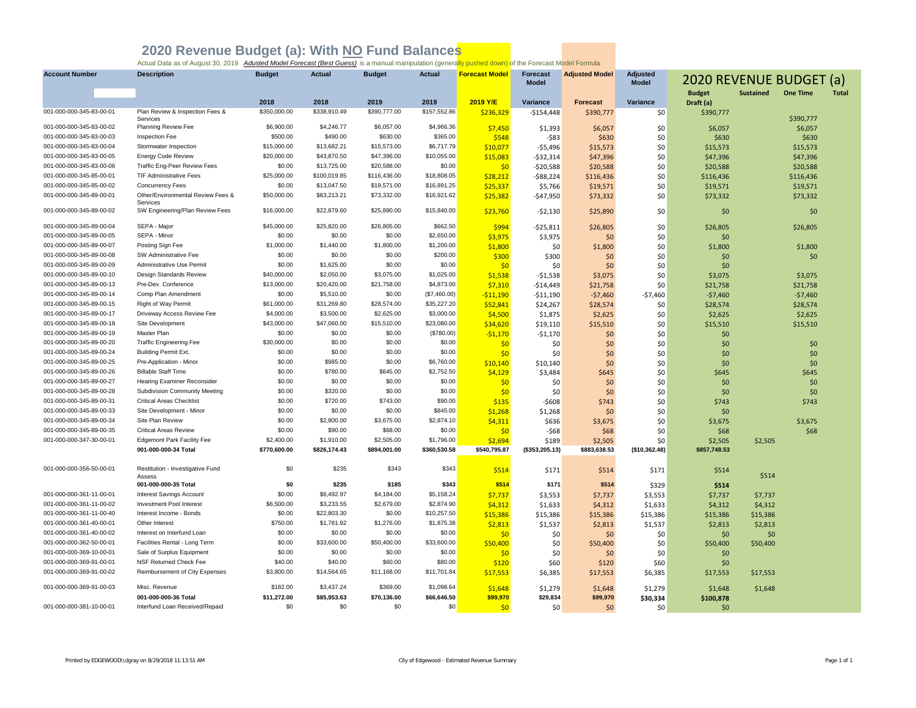# 2020 Revenue Budget (a): With NO Fund Balances

Actual Data as of August 30, 2019 *Adusted Model Forecast (Best Guess)* is a manual manipulation (generally pushed down) of the Forecast Model Formula

| Account Number | Description | Budget | Actual | Budget | Actual | Forecast Model | Forecast Model | Adjusted Model | Adjusted Model | 2020 REVENUE BUDGET (a) | | | |
|---|---|---|---|---|---|---|---|---|---|---|---|---|---|
| | | 2018 | 2018 | 2019 | 2019 | 2019 Y/E | Variance | Forecast | Variance | Budget Draft (a) | Sustained | One Time | Total |
| 001-000-000-345-83-00-01 | Plan Review & Inspection Fees & Services | $350,000.00 | $338,910.49 | $390,777.00 | $157,552.86 | $236,329 | -$154,448 | $390,777 | $0 | $390,777 | | $390,777 | |
| 001-000-000-345-83-00-02 | Planning Review Fee | $6,900.00 | $4,246.77 | $6,057.00 | $4,966.36 | $7,450 | $1,393 | $6,057 | $0 | $6,057 | | $6,057 | |
| 001-000-000-345-83-00-03 | Inspection Fee | $500.00 | $490.00 | $630.00 | $365.00 | $548 | -$83 | $630 | $0 | $630 | | $630 | |
| 001-000-000-345-83-00-04 | Stormwater Inspection | $15,000.00 | $13,682.21 | $15,573.00 | $6,717.79 | $10,077 | -$5,496 | $15,573 | $0 | $15,573 | | $15,573 | |
| 001-000-000-345-83-00-05 | Energy Code Review | $20,000.00 | $43,870.50 | $47,396.00 | $10,055.00 | $15,083 | -$32,314 | $47,396 | $0 | $47,396 | | $47,396 | |
| 001-000-000-345-83-00-06 | Traffic Eng-Peer Review Fees | $0.00 | $13,725.00 | $20,588.00 | $0.00 | $0 | -$20,588 | $20,588 | $0 | $20,588 | | $20,588 | |
| 001-000-000-345-85-00-01 | TIF Administrative Fees | $25,000.00 | $100,019.85 | $116,436.00 | $18,808.05 | $28,212 | -$88,224 | $116,436 | $0 | $116,436 | | $116,436 | |
| 001-000-000-345-85-00-02 | Concurrency Fees | $0.00 | $13,047.50 | $19,571.00 | $16,891.25 | $25,337 | $5,766 | $19,571 | $0 | $19,571 | | $19,571 | |
| 001-000-000-345-89-00-01 | Other/Environmental Review Fees & Services | $50,000.00 | $63,213.21 | $73,332.00 | $16,921.62 | $25,382 | -$47,950 | $73,332 | $0 | $73,332 | | $73,332 | |
| 001-000-000-345-89-00-02 | SW Engineering/Plan Review Fees | $16,000.00 | $22,879.60 | $25,890.00 | $15,840.00 | $23,760 | -$2,130 | $25,890 | $0 | $0 | | $0 | |
| 001-000-000-345-89-00-04 | SEPA - Major | $45,000.00 | $25,820.00 | $26,805.00 | $662.50 | $994 | -$25,811 | $26,805 | $0 | $26,805 | | $26,805 | |
| 001-000-000-345-89-00-05 | SEPA - Minor | $0.00 | $0.00 | $0.00 | $2,650.00 | $3,975 | $3,975 | $0 | $0 | $0 | | | |
| 001-000-000-345-89-00-07 | Posting Sign Fee | $1,000.00 | $1,440.00 | $1,800.00 | $1,200.00 | $1,800 | $0 | $1,800 | $0 | $1,800 | | $1,800 | |
| 001-000-000-345-89-00-08 | SW Administrative Fee | $0.00 | $0.00 | $0.00 | $200.00 | $300 | $300 | $0 | $0 | $0 | | $0 | |
| 001-000-000-345-89-00-09 | Administrative Use Permit | $0.00 | $1,625.00 | $0.00 | $0.00 | $0 | $0 | $0 | $0 | $0 | | | |
| 001-000-000-345-89-00-10 | Design Standards Review | $40,000.00 | $2,050.00 | $3,075.00 | $1,025.00 | $1,538 | -$1,538 | $3,075 | $0 | $3,075 | | $3,075 | |
| 001-000-000-345-89-00-13 | Pre-Dev. Conference | $13,000.00 | $20,420.00 | $21,758.00 | $4,873.00 | $7,310 | -$14,449 | $21,758 | $0 | $21,758 | | $21,758 | |
| 001-000-000-345-89-00-14 | Comp Plan Amendment | $0.00 | $5,510.00 | $0.00 | ($7,460.00) | -$11,190 | -$11,190 | -$7,460 | -$7,460 | -$7,460 | | -$7,460 | |
| 001-000-000-345-89-00-15 | Right of Way Permit | $61,000.00 | $31,269.80 | $28,574.00 | $35,227.20 | $52,841 | $24,267 | $28,574 | $0 | $28,574 | | $28,574 | |
| 001-000-000-345-89-00-17 | Driveway Access Review Fee | $4,000.00 | $3,500.00 | $2,625.00 | $3,000.00 | $4,500 | $1,875 | $2,625 | $0 | $2,625 | | $2,625 | |
| 001-000-000-345-89-00-18 | Site Development | $43,000.00 | $47,060.00 | $15,510.00 | $23,080.00 | $34,620 | $19,110 | $15,510 | $0 | $15,510 | | $15,510 | |
| 001-000-000-345-89-00-19 | Master Plan | $0.00 | $0.00 | $0.00 | ($780.00) | -$1,170 | -$1,170 | $0 | $0 | $0 | | | |
| 001-000-000-345-89-00-20 | Traffic Engineering Fee | $30,000.00 | $0.00 | $0.00 | $0.00 | $0 | $0 | $0 | $0 | $0 | | $0 | |
| 001-000-000-345-89-00-24 | Building Permit Ext. | $0.00 | $0.00 | $0.00 | $0.00 | $0 | $0 | $0 | $0 | $0 | | $0 | |
| 001-000-000-345-89-00-25 | Pre-Application - Minor | $0.00 | $985.00 | $0.00 | $6,760.00 | $10,140 | $10,140 | $0 | $0 | $0 | | $0 | |
| 001-000-000-345-89-00-26 | Billable Staff Time | $0.00 | $780.00 | $645.00 | $2,752.50 | $4,129 | $3,484 | $645 | $0 | $645 | | $645 | |
| 001-000-000-345-89-00-27 | Hearing Examiner Reconsider | $0.00 | $0.00 | $0.00 | $0.00 | $0 | $0 | $0 | $0 | $0 | | $0 | |
| 001-000-000-345-89-00-28 | Subdivision Community Meeting | $0.00 | $320.00 | $0.00 | $0.00 | $0 | $0 | $0 | $0 | $0 | | $0 | |
| 001-000-000-345-89-00-31 | Critical Areas Checklist | $0.00 | $720.00 | $743.00 | $90.00 | $135 | -$608 | $743 | $0 | $743 | | $743 | |
| 001-000-000-345-89-00-33 | Site Development - Minor | $0.00 | $0.00 | $0.00 | $845.00 | $1,268 | $1,268 | $0 | $0 | $0 | | | |
| 001-000-000-345-89-00-34 | Site Plan Review | $0.00 | $2,800.00 | $3,675.00 | $2,874.10 | $4,311 | $636 | $3,675 | $0 | $3,675 | | $3,675 | |
| 001-000-000-345-89-00-35 | Critical Areas Review | $0.00 | $90.00 | $68.00 | $0.00 | $0 | -$68 | $68 | $0 | $68 | | $68 | |
| 001-000-000-347-30-00-01 | Edgemont Park Facility Fee | $2,400.00 | $1,910.00 | $2,505.00 | $1,796.00 | $2,694 | $189 | $2,505 | $0 | $2,505 | $2,505 | | |
| | **001-000-000-34 Total** | **$770,600.00** | **$826,174.43** | **$894,001.00** | **$360,530.58** | **$540,795.87** | **($353,205.13)** | **$883,638.53** | **($10,362.48)** | **$857,748.53** | | | |
| 001-000-000-356-50-00-01 | Restitution - Investigative Fund Assess | $0 | $235 | $343 | $343 | $514 | $171 | $514 | $171 | $514 | $514 | | |
| | **001-000-000-35 Total** | **$0** | **$235** | **$185** | **$343** | **$514** | **$171** | **$514** | $329 | **$514** | | | |
| 001-000-000-361-11-00-01 | Interest Savings Account | $0.00 | $6,492.97 | $4,184.00 | $5,158.24 | $7,737 | $3,553 | $7,737 | $3,553 | $7,737 | $7,737 | | |
| 001-000-000-361-11-00-02 | Investment Pool Interest | $6,500.00 | $3,233.55 | $2,679.00 | $2,874.90 | $4,312 | $1,633 | $4,312 | $1,633 | $4,312 | $4,312 | | |
| 001-000-000-361-11-00-40 | Interest Income - Bonds | $0.00 | $22,803.30 | $0.00 | $10,257.50 | $15,386 | $15,386 | $15,386 | $15,386 | $15,386 | $15,386 | | |
| 001-000-000-361-40-00-01 | Other Interest | $750.00 | $1,781.92 | $1,276.00 | $1,875.38 | $2,813 | $1,537 | $2,813 | $1,537 | $2,813 | $2,813 | | |
| 001-000-000-361-40-00-02 | Interest on Interfund Loan | $0.00 | $0.00 | $0.00 | $0.00 | $0 | $0 | $0 | $0 | $0 | $0 | | |
| 001-000-000-362-50-00-01 | Facilities Rental - Long Term | $0.00 | $33,600.00 | $50,400.00 | $33,600.00 | $50,400 | $0 | $50,400 | $0 | $50,400 | $50,400 | | |
| 001-000-000-369-10-00-01 | Sale of Surplus Equipment | $0.00 | $0.00 | $0.00 | $0.00 | $0 | $0 | $0 | $0 | $0 | | | |
| 001-000-000-369-91-00-01 | NSF Returned Check Fee | $40.00 | $40.00 | $60.00 | $80.00 | $120 | $60 | $120 | $60 | $0 | | | |
| 001-000-000-369-91-00-02 | Reimbursement of City Expenses | $3,800.00 | $14,564.65 | $11,168.00 | $11,701.84 | $17,553 | $6,385 | $17,553 | $6,385 | $17,553 | $17,553 | | |
| 001-000-000-369-91-00-03 | Misc. Revenue | $182.00 | $3,437.24 | $369.00 | $1,098.64 | $1,648 | $1,279 | $1,648 | $1,279 | $1,648 | $1,648 | | |
| | **001-000-000-36 Total** | **$11,272.00** | **$85,953.63** | **$70,136.00** | **$66,646.50** | **$99,970** | **$29,834** | **$99,970** | **$30,334** | **$100,878** | | | |
| 001-000-000-381-10-00-01 | Interfund Loan Received/Repaid | $0 | $0 | $0 | $0 | $0 | $0 | $0 | $0 | $0 | | | |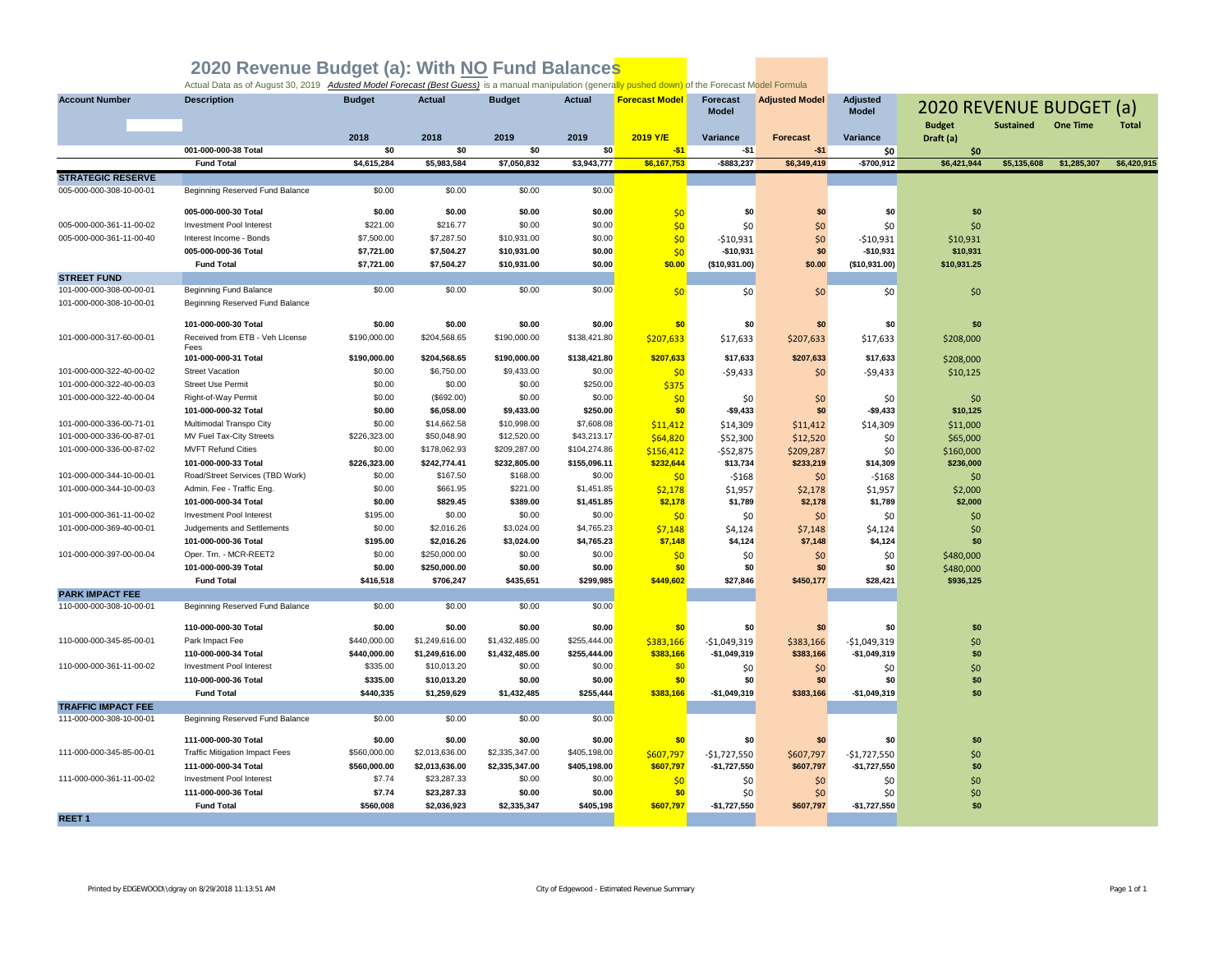# 2020 Revenue Budget (a): With NO Fund Balances

Actual Data as of August 30, 2019 *Adjusted Model Forecast (Best Guess)* is a manual manipulation (generally pushed down) of the Forecast Model Formula

| Account Number | Description | Budget 2018 | Actual 2018 | Budget 2019 | Actual 2019 | Forecast Model 2019 Y/E | Forecast Model Variance | Adjusted Model Forecast | Adjusted Model Variance | 2020 REVENUE BUDGET (a) Budget Draft (a) | Sustained | One Time | Total |
|---|---|---|---|---|---|---|---|---|---|---|---|---|---|
| | 001-000-000-38 Total | $0 | $0 | $0 | $0 | -$1 | -$1 | -$1 | $0 | $0 | | | |
| | Fund Total | $4,615,284 | $5,983,584 | $7,050,832 | $3,943,777 | $6,167,753 | -$883,237 | $6,349,419 | -$700,912 | $6,421,944 | $5,135,608 | $1,285,307 | $6,420,915 |
| **STRATEGIC RESERVE** | | | | | | | | | | | | | |
| 005-000-000-308-10-00-01 | Beginning Reserved Fund Balance | $0.00 | $0.00 | $0.00 | $0.00 | | | | | | | | |
| | 005-000-000-30 Total | $0.00 | $0.00 | $0.00 | $0.00 | $0 | $0 | $0 | $0 | $0 | | | |
| 005-000-000-361-11-00-02 | Investment Pool Interest | $221.00 | $216.77 | $0.00 | $0.00 | $0 | $0 | $0 | $0 | $0 | | | |
| 005-000-000-361-11-00-40 | Interest Income - Bonds | $7,500.00 | $7,287.50 | $10,931.00 | $0.00 | $0 | -$10,931 | $0 | -$10,931 | $10,931 | | | |
| | 005-000-000-36 Total | $7,721.00 | $7,504.27 | $10,931.00 | $0.00 | $0 | -$10,931 | $0 | -$10,931 | $10,931 | | | |
| | Fund Total | $7,721.00 | $7,504.27 | $10,931.00 | $0.00 | $0.00 | ($10,931.00) | $0.00 | ($10,931.00) | $10,931.25 | | | |
| **STREET FUND** | | | | | | | | | | | | | |
| 101-000-000-308-00-00-01 | Beginning Fund Balance | $0.00 | $0.00 | $0.00 | $0.00 | $0 | $0 | $0 | $0 | $0 | | | |
| 101-000-000-308-10-00-01 | Beginning Reserved Fund Balance | | | | | | | | | | | | |
| | 101-000-000-30 Total | $0.00 | $0.00 | $0.00 | $0.00 | $0 | $0 | $0 | $0 | $0 | | | |
| 101-000-000-317-60-00-01 | Received from ETB - Veh License Fees | $190,000.00 | $204,568.65 | $190,000.00 | $138,421.80 | $207,633 | $17,633 | $207,633 | $17,633 | $208,000 | | | |
| | 101-000-000-31 Total | $190,000.00 | $204,568.65 | $190,000.00 | $138,421.80 | $207,633 | $17,633 | $207,633 | $17,633 | $208,000 | | | |
| 101-000-000-322-40-00-02 | Street Vacation | $0.00 | $6,750.00 | $9,433.00 | $0.00 | $0 | -$9,433 | $0 | -$9,433 | $10,125 | | | |
| 101-000-000-322-40-00-03 | Street Use Permit | $0.00 | $0.00 | $0.00 | $250.00 | $375 | | | | | | | |
| 101-000-000-322-40-00-04 | Right-of-Way Permit | $0.00 | ($692.00) | $0.00 | $0.00 | $0 | $0 | $0 | $0 | $0 | | | |
| | 101-000-000-32 Total | $0.00 | $6,058.00 | $9,433.00 | $250.00 | $0 | -$9,433 | $0 | -$9,433 | $10,125 | | | |
| 101-000-000-336-00-71-01 | Multimodal Transpo City | $0.00 | $14,662.58 | $10,998.00 | $7,608.08 | $11,412 | $14,309 | $11,412 | $14,309 | $11,000 | | | |
| 101-000-000-336-00-87-01 | MV Fuel Tax-City Streets | $226,323.00 | $50,048.90 | $12,520.00 | $43,213.17 | $64,820 | $52,300 | $12,520 | $0 | $65,000 | | | |
| 101-000-000-336-00-87-02 | MVFT Refund Cities | $0.00 | $178,062.93 | $209,287.00 | $104,274.86 | $156,412 | -$52,875 | $209,287 | $0 | $160,000 | | | |
| | 101-000-000-33 Total | $226,323.00 | $242,774.41 | $232,805.00 | $155,096.11 | $232,644 | $13,734 | $233,219 | $14,309 | $236,000 | | | |
| 101-000-000-344-10-00-01 | Road/Street Services (TBD Work) | $0.00 | $167.50 | $168.00 | $0.00 | $0 | -$168 | $0 | -$168 | $0 | | | |
| 101-000-000-344-10-00-03 | Admin. Fee - Traffic Eng. | $0.00 | $661.95 | $221.00 | $1,451.85 | $2,178 | $1,957 | $2,178 | $1,957 | $2,000 | | | |
| | 101-000-000-34 Total | $0.00 | $829.45 | $389.00 | $1,451.85 | $2,178 | $1,789 | $2,178 | $1,789 | $2,000 | | | |
| 101-000-000-361-11-00-02 | Investment Pool Interest | $195.00 | $0.00 | $0.00 | $0.00 | $0 | $0 | $0 | $0 | $0 | | | |
| 101-000-000-369-40-00-01 | Judgements and Settlements | $0.00 | $2,016.26 | $3,024.00 | $4,765.23 | $7,148 | $4,124 | $7,148 | $4,124 | $0 | | | |
| | 101-000-000-36 Total | $195.00 | $2,016.26 | $3,024.00 | $4,765.23 | $7,148 | $4,124 | $7,148 | $4,124 | $0 | | | |
| 101-000-000-397-00-00-04 | Oper. Trn. - MCR-REET2 | $0.00 | $250,000.00 | $0.00 | $0.00 | $0 | $0 | $0 | $0 | $480,000 | | | |
| | 101-000-000-39 Total | $0.00 | $250,000.00 | $0.00 | $0.00 | $0 | $0 | $0 | $0 | $480,000 | | | |
| | Fund Total | $416,518 | $706,247 | $435,651 | $299,985 | $449,602 | $27,846 | $450,177 | $28,421 | $936,125 | | | |
| **PARK IMPACT FEE** | | | | | | | | | | | | | |
| 110-000-000-308-10-00-01 | Beginning Reserved Fund Balance | $0.00 | $0.00 | $0.00 | $0.00 | | | | | | | | |
| | 110-000-000-30 Total | $0.00 | $0.00 | $0.00 | $0.00 | $0 | $0 | $0 | $0 | $0 | | | |
| 110-000-000-345-85-00-01 | Park Impact Fee | $440,000.00 | $1,249,616.00 | $1,432,485.00 | $255,444.00 | $383,166 | -$1,049,319 | $383,166 | -$1,049,319 | $0 | | | |
| | 110-000-000-34 Total | $440,000.00 | $1,249,616.00 | $1,432,485.00 | $255,444.00 | $383,166 | -$1,049,319 | $383,166 | -$1,049,319 | $0 | | | |
| 110-000-000-361-11-00-02 | Investment Pool Interest | $335.00 | $10,013.20 | $0.00 | $0.00 | $0 | $0 | $0 | $0 | $0 | | | |
| | 110-000-000-36 Total | $335.00 | $10,013.20 | $0.00 | $0.00 | $0 | $0 | $0 | $0 | $0 | | | |
| | Fund Total | $440,335 | $1,259,629 | $1,432,485 | $255,444 | $383,166 | -$1,049,319 | $383,166 | -$1,049,319 | $0 | | | |
| **TRAFFIC IMPACT FEE** | | | | | | | | | | | | | |
| 111-000-000-308-10-00-01 | Beginning Reserved Fund Balance | $0.00 | $0.00 | $0.00 | $0.00 | | | | | | | | |
| | 111-000-000-30 Total | $0.00 | $0.00 | $0.00 | $0.00 | $0 | $0 | $0 | $0 | $0 | | | |
| 111-000-000-345-85-00-01 | Traffic Mitigation Impact Fees | $560,000.00 | $2,013,636.00 | $2,335,347.00 | $405,198.00 | $607,797 | -$1,727,550 | $607,797 | -$1,727,550 | $0 | | | |
| | 111-000-000-34 Total | $560,000.00 | $2,013,636.00 | $2,335,347.00 | $405,198.00 | $607,797 | -$1,727,550 | $607,797 | -$1,727,550 | $0 | | | |
| 111-000-000-361-11-00-02 | Investment Pool Interest | $7.74 | $23,287.33 | $0.00 | $0.00 | $0 | $0 | $0 | $0 | $0 | | | |
| | 111-000-000-36 Total | $7.74 | $23,287.33 | $0.00 | $0.00 | $0 | $0 | $0 | $0 | $0 | | | |
| | Fund Total | $560,008 | $2,036,923 | $2,335,347 | $405,198 | $607,797 | -$1,727,550 | $607,797 | -$1,727,550 | $0 | | | |
| **REET 1** | | | | | | | | | | | | | |

Printed by EDGEWOOD\\dgray on 8/29/2018 11:13:51 AM — City of Edgewood - Estimated Revenue Summary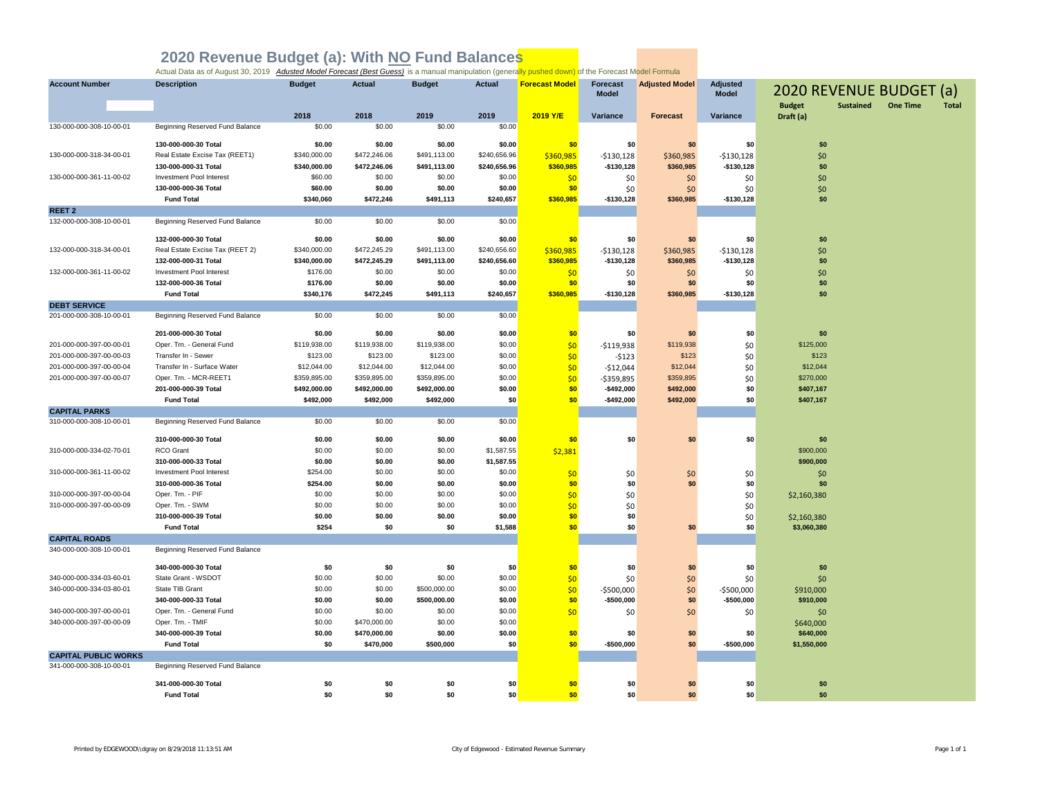# 2020 Revenue Budget (a): With NO Fund Balances

Actual Data as of August 30, 2019 *Adjusted Model Forecast (Best Guess)* is a manual manipulation (generally pushed down) of the Forecast Model Formula

| Account Number | Description | Budget 2018 | Actual 2018 | Budget 2019 | Actual 2019 | Forecast Model 2019 Y/E | Forecast Model Variance | Adjusted Model Forecast | Adjusted Model Variance | 2020 REVENUE BUDGET (a) Budget Draft (a) | Sustained | One Time | Total |
|---|---|---|---|---|---|---|---|---|---|---|---|---|---|
| 130-000-000-308-10-00-01 | Beginning Reserved Fund Balance | $0.00 | $0.00 | $0.00 | $0.00 | | | | | | | | |
| | **130-000-000-30 Total** | **$0.00** | **$0.00** | **$0.00** | **$0.00** | **$0** | **$0** | **$0** | **$0** | **$0** | | | |
| 130-000-000-318-34-00-01 | Real Estate Excise Tax (REET1) | $340,000.00 | $472,246.06 | $491,113.00 | $240,656.96 | $360,985 | -$130,128 | $360,985 | -$130,128 | $0 | | | |
| | **130-000-000-31 Total** | **$340,000.00** | **$472,246.06** | **$491,113.00** | **$240,656.96** | **$360,985** | **-$130,128** | **$360,985** | **-$130,128** | **$0** | | | |
| 130-000-000-361-11-00-02 | Investment Pool Interest | $60.00 | $0.00 | $0.00 | $0.00 | $0 | $0 | $0 | $0 | $0 | | | |
| | **130-000-000-36 Total** | **$60.00** | **$0.00** | **$0.00** | **$0.00** | **$0** | $0 | $0 | $0 | $0 | | | |
| | **Fund Total** | **$340,060** | **$472,246** | **$491,113** | **$240,657** | **$360,985** | **-$130,128** | **$360,985** | **-$130,128** | **$0** | | | |
| **REET 2** | | | | | | | | | | | | | |
| 132-000-000-308-10-00-01 | Beginning Reserved Fund Balance | $0.00 | $0.00 | $0.00 | $0.00 | | | | | | | | |
| | **132-000-000-30 Total** | **$0.00** | **$0.00** | **$0.00** | **$0.00** | **$0** | **$0** | **$0** | **$0** | **$0** | | | |
| 132-000-000-318-34-00-01 | Real Estate Excise Tax (REET 2) | $340,000.00 | $472,245.29 | $491,113.00 | $240,656.60 | $360,985 | -$130,128 | $360,985 | -$130,128 | $0 | | | |
| | **132-000-000-31 Total** | **$340,000.00** | **$472,245.29** | **$491,113.00** | **$240,656.60** | **$360,985** | **-$130,128** | **$360,985** | **-$130,128** | **$0** | | | |
| 132-000-000-361-11-00-02 | Investment Pool Interest | $176.00 | $0.00 | $0.00 | $0.00 | $0 | $0 | $0 | $0 | $0 | | | |
| | **132-000-000-36 Total** | **$176.00** | **$0.00** | **$0.00** | **$0.00** | **$0** | **$0** | **$0** | **$0** | **$0** | | | |
| | **Fund Total** | **$340,176** | **$472,245** | **$491,113** | **$240,657** | **$360,985** | **-$130,128** | **$360,985** | **-$130,128** | **$0** | | | |
| **DEBT SERVICE** | | | | | | | | | | | | | |
| 201-000-000-308-10-00-01 | Beginning Reserved Fund Balance | $0.00 | $0.00 | $0.00 | $0.00 | | | | | | | | |
| | **201-000-000-30 Total** | **$0.00** | **$0.00** | **$0.00** | **$0.00** | **$0** | **$0** | **$0** | **$0** | **$0** | | | |
| 201-000-000-397-00-00-01 | Oper. Trn. - General Fund | $119,938.00 | $119,938.00 | $119,938.00 | $0.00 | $0 | -$119,938 | $119,938 | $0 | $125,000 | | | |
| 201-000-000-397-00-00-03 | Transfer In - Sewer | $123.00 | $123.00 | $123.00 | $0.00 | $0 | -$123 | $123 | $0 | $123 | | | |
| 201-000-000-397-00-00-04 | Transfer In - Surface Water | $12,044.00 | $12,044.00 | $12,044.00 | $0.00 | $0 | -$12,044 | $12,044 | $0 | $12,044 | | | |
| 201-000-000-397-00-00-07 | Oper. Trn. - MCR-REET1 | $359,895.00 | $359,895.00 | $359,895.00 | $0.00 | $0 | -$359,895 | $359,895 | $0 | $270,000 | | | |
| | **201-000-000-39 Total** | **$492,000.00** | **$492,000.00** | **$492,000.00** | **$0.00** | **$0** | **-$492,000** | **$492,000** | **$0** | **$407,167** | | | |
| | **Fund Total** | **$492,000** | **$492,000** | **$492,000** | **$0** | **$0** | **-$492,000** | **$492,000** | **$0** | **$407,167** | | | |
| **CAPITAL PARKS** | | | | | | | | | | | | | |
| 310-000-000-308-10-00-01 | Beginning Reserved Fund Balance | $0.00 | $0.00 | $0.00 | $0.00 | | | | | | | | |
| | **310-000-000-30 Total** | **$0.00** | **$0.00** | **$0.00** | **$0.00** | **$0** | **$0** | **$0** | **$0** | **$0** | | | |
| 310-000-000-334-02-70-01 | RCO Grant | $0.00 | $0.00 | $0.00 | $1,587.55 | $2,381 | | | | $900,000 | | | |
| | **310-000-000-33 Total** | **$0.00** | **$0.00** | **$0.00** | **$1,587.55** | | | | | **$900,000** | | | |
| 310-000-000-361-11-00-02 | Investment Pool Interest | $254.00 | $0.00 | $0.00 | $0.00 | $0 | $0 | $0 | $0 | $0 | | | |
| | **310-000-000-36 Total** | **$254.00** | **$0.00** | **$0.00** | **$0.00** | **$0** | **$0** | **$0** | **$0** | **$0** | | | |
| 310-000-000-397-00-00-04 | Oper. Trn. - PIF | $0.00 | $0.00 | $0.00 | $0.00 | $0 | $0 | | $0 | $2,160,380 | | | |
| 310-000-000-397-00-00-09 | Oper. Trn. - SWM | $0.00 | $0.00 | $0.00 | $0.00 | $0 | $0 | | $0 | | | | |
| | **310-000-000-39 Total** | **$0.00** | **$0.00** | **$0.00** | **$0.00** | **$0** | **$0** | | $0 | $2,160,380 | | | |
| | **Fund Total** | **$254** | **$0** | **$0** | **$1,588** | **$0** | **$0** | **$0** | **$0** | **$3,060,380** | | | |
| **CAPITAL ROADS** | | | | | | | | | | | | | |
| 340-000-000-308-10-00-01 | Beginning Reserved Fund Balance | | | | | | | | | | | | |
| | **340-000-000-30 Total** | **$0** | **$0** | **$0** | **$0** | **$0** | **$0** | **$0** | **$0** | **$0** | | | |
| 340-000-000-334-03-60-01 | State Grant - WSDOT | $0.00 | $0.00 | $0.00 | $0.00 | $0 | $0 | $0 | $0 | $0 | | | |
| 340-000-000-334-03-80-01 | State TIB Grant | $0.00 | $0.00 | $500,000.00 | $0.00 | $0 | -$500,000 | $0 | -$500,000 | $910,000 | | | |
| | **340-000-000-33 Total** | **$0.00** | **$0.00** | **$500,000.00** | **$0.00** | **$0** | **-$500,000** | **$0** | **-$500,000** | **$910,000** | | | |
| 340-000-000-397-00-00-01 | Oper. Trn. - General Fund | $0.00 | $0.00 | $0.00 | $0.00 | $0 | $0 | $0 | $0 | $0 | | | |
| 340-000-000-397-00-00-09 | Oper. Trn. - TMIF | $0.00 | $470,000.00 | $0.00 | $0.00 | | | | | $640,000 | | | |
| | **340-000-000-39 Total** | **$0.00** | **$470,000.00** | **$0.00** | **$0.00** | **$0** | **$0** | **$0** | **$0** | **$640,000** | | | |
| | **Fund Total** | **$0** | **$470,000** | **$500,000** | **$0** | **$0** | **-$500,000** | **$0** | **-$500,000** | **$1,550,000** | | | |
| **CAPITAL PUBLIC WORKS** | | | | | | | | | | | | | |
| 341-000-000-308-10-00-01 | Beginning Reserved Fund Balance | | | | | | | | | | | | |
| | **341-000-000-30 Total** | **$0** | **$0** | **$0** | **$0** | **$0** | **$0** | **$0** | **$0** | **$0** | | | |
| | **Fund Total** | **$0** | **$0** | **$0** | **$0** | **$0** | **$0** | **$0** | **$0** | **$0** | | | |

Printed by EDGEWOOD\\dgray on 8/29/2018 11:13:51 AM — City of Edgewood - Estimated Revenue Summary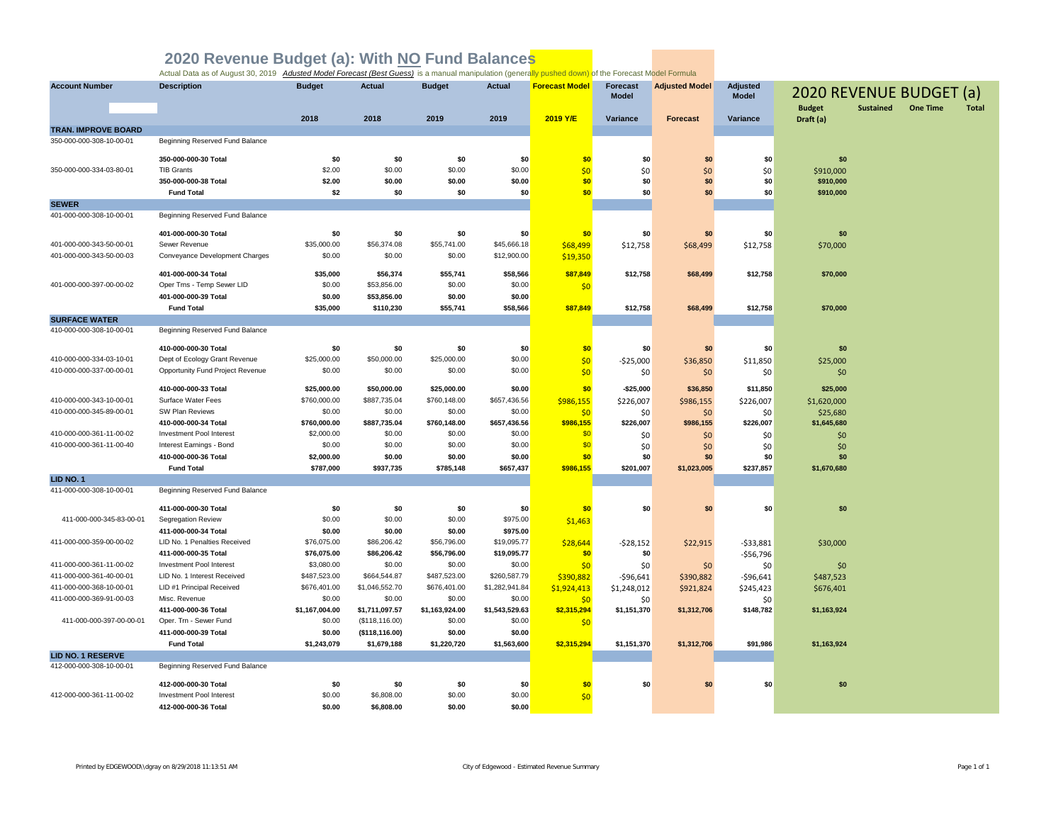# 2020 Revenue Budget (a): With NO Fund Balances

Actual Data as of August 30, 2019 *Adjusted Model Forecast (Best Guess)* is a manual manipulation (generally pushed down) of the Forecast Model Formula

| Account Number | Description | Budget 2018 | Actual 2018 | Budget 2019 | Actual 2019 | Forecast Model 2019 Y/E | Forecast Model Variance | Adjusted Model Forecast | Adjusted Model Variance | 2020 REVENUE BUDGET (a) Budget Draft (a) | Sustained | One Time | Total |
|---|---|---|---|---|---|---|---|---|---|---|---|---|---|
| **TRAN. IMPROVE BOARD** | | | | | | | | | | | | | |
| 350-000-000-308-10-00-01 | Beginning Reserved Fund Balance | | | | | | | | | | | | |
| | **350-000-000-30 Total** | **$0** | **$0** | **$0** | **$0** | **$0** | **$0** | **$0** | **$0** | **$0** | | | |
| 350-000-000-334-03-80-01 | TIB Grants | $2.00 | $0.00 | $0.00 | $0.00 | $0 | $0 | $0 | $0 | $910,000 | | | |
| | **350-000-000-38 Total** | **$2.00** | **$0.00** | **$0.00** | **$0.00** | **$0** | **$0** | **$0** | **$0** | **$910,000** | | | |
| | **Fund Total** | **$2** | **$0** | **$0** | **$0** | **$0** | **$0** | **$0** | **$0** | **$910,000** | | | |
| **SEWER** | | | | | | | | | | | | | |
| 401-000-000-308-10-00-01 | Beginning Reserved Fund Balance | | | | | | | | | | | | |
| | **401-000-000-30 Total** | **$0** | **$0** | **$0** | **$0** | **$0** | **$0** | **$0** | **$0** | **$0** | | | |
| 401-000-000-343-50-00-01 | Sewer Revenue | $35,000.00 | $56,374.08 | $55,741.00 | $45,666.18 | $68,499 | $12,758 | $68,499 | $12,758 | $70,000 | | | |
| 401-000-000-343-50-00-03 | Conveyance Development Charges | $0.00 | $0.00 | $0.00 | $12,900.00 | $19,350 | | | | | | | |
| | **401-000-000-34 Total** | **$35,000** | **$56,374** | **$55,741** | **$58,566** | **$87,849** | **$12,758** | **$68,499** | **$12,758** | **$70,000** | | | |
| 401-000-000-397-00-00-02 | Oper Trns - Temp Sewer LID | $0.00 | $53,856.00 | $0.00 | $0.00 | $0 | | | | | | | |
| | **401-000-000-39 Total** | **$0.00** | **$53,856.00** | **$0.00** | **$0.00** | | | | | | | | |
| | **Fund Total** | **$35,000** | **$110,230** | **$55,741** | **$58,566** | **$87,849** | **$12,758** | **$68,499** | **$12,758** | **$70,000** | | | |
| **SURFACE WATER** | | | | | | | | | | | | | |
| 410-000-000-308-10-00-01 | Beginning Reserved Fund Balance | | | | | | | | | | | | |
| | **410-000-000-30 Total** | **$0** | **$0** | **$0** | **$0** | **$0** | **$0** | **$0** | **$0** | **$0** | | | |
| 410-000-000-334-03-10-01 | Dept of Ecology Grant Revenue | $25,000.00 | $50,000.00 | $25,000.00 | $0.00 | $0 | -$25,000 | $36,850 | $11,850 | $25,000 | | | |
| 410-000-000-337-00-00-01 | Opportunity Fund Project Revenue | $0.00 | $0.00 | $0.00 | $0.00 | $0 | $0 | $0 | $0 | $0 | | | |
| | **410-000-000-33 Total** | **$25,000.00** | **$50,000.00** | **$25,000.00** | **$0.00** | **$0** | **-$25,000** | **$36,850** | **$11,850** | **$25,000** | | | |
| 410-000-000-343-10-00-01 | Surface Water Fees | $760,000.00 | $887,735.04 | $760,148.00 | $657,436.56 | $986,155 | $226,007 | $986,155 | $226,007 | $1,620,000 | | | |
| 410-000-000-345-89-00-01 | SW Plan Reviews | $0.00 | $0.00 | $0.00 | $0.00 | $0 | $0 | $0 | $0 | $25,680 | | | |
| | **410-000-000-34 Total** | **$760,000.00** | **$887,735.04** | **$760,148.00** | **$657,436.56** | **$986,155** | **$226,007** | **$986,155** | **$226,007** | **$1,645,680** | | | |
| 410-000-000-361-11-00-02 | Investment Pool Interest | $2,000.00 | $0.00 | $0.00 | $0.00 | $0 | $0 | $0 | $0 | $0 | | | |
| 410-000-000-361-11-00-40 | Interest Earnings - Bond | $0.00 | $0.00 | $0.00 | $0.00 | $0 | $0 | $0 | $0 | $0 | | | |
| | **410-000-000-36 Total** | **$2,000.00** | **$0.00** | **$0.00** | **$0.00** | **$0** | **$0** | **$0** | **$0** | **$0** | | | |
| | **Fund Total** | **$787,000** | **$937,735** | **$785,148** | **$657,437** | **$986,155** | **$201,007** | **$1,023,005** | **$237,857** | **$1,670,680** | | | |
| **LID NO. 1** | | | | | | | | | | | | | |
| 411-000-000-308-10-00-01 | Beginning Reserved Fund Balance | | | | | | | | | | | | |
| | **411-000-000-30 Total** | **$0** | **$0** | **$0** | **$0** | **$0** | **$0** | **$0** | **$0** | **$0** | | | |
| 411-000-000-345-83-00-01 | Segregation Review | $0.00 | $0.00 | $0.00 | $975.00 | $1,463 | | | | | | | |
| | **411-000-000-34 Total** | **$0.00** | **$0.00** | **$0.00** | **$975.00** | | | | | | | | |
| 411-000-000-359-00-00-02 | LID No. 1 Penalties Received | $76,075.00 | $86,206.42 | $56,796.00 | $19,095.77 | $28,644 | -$28,152 | $22,915 | -$33,881 | $30,000 | | | |
| | **411-000-000-35 Total** | **$76,075.00** | **$86,206.42** | **$56,796.00** | **$19,095.77** | **$0** | **$0** | | -$56,796 | | | | |
| 411-000-000-361-11-00-02 | Investment Pool Interest | $3,080.00 | $0.00 | $0.00 | $0.00 | $0 | $0 | $0 | $0 | $0 | | | |
| 411-000-000-361-40-00-01 | LID No. 1 Interest Received | $487,523.00 | $664,544.87 | $487,523.00 | $260,587.79 | $390,882 | -$96,641 | $390,882 | -$96,641 | $487,523 | | | |
| 411-000-000-368-10-00-01 | LID #1 Principal Received | $676,401.00 | $1,046,552.70 | $676,401.00 | $1,282,941.84 | $1,924,413 | $1,248,012 | $921,824 | $245,423 | $676,401 | | | |
| 411-000-000-369-91-00-03 | Misc. Revenue | $0.00 | $0.00 | $0.00 | $0.00 | $0 | $0 | | $0 | | | | |
| | **411-000-000-36 Total** | **$1,167,004.00** | **$1,711,097.57** | **$1,163,924.00** | **$1,543,529.63** | **$2,315,294** | **$1,151,370** | **$1,312,706** | **$148,782** | **$1,163,924** | | | |
| 411-000-000-397-00-00-01 | Oper. Trn - Sewer Fund | $0.00 | ($118,116.00) | $0.00 | $0.00 | $0 | | | | | | | |
| | **411-000-000-39 Total** | **$0.00** | **($118,116.00)** | **$0.00** | **$0.00** | | | | | | | | |
| | **Fund Total** | **$1,243,079** | **$1,679,188** | **$1,220,720** | **$1,563,600** | **$2,315,294** | **$1,151,370** | **$1,312,706** | **$91,986** | **$1,163,924** | | | |
| **LID NO. 1 RESERVE** | | | | | | | | | | | | | |
| 412-000-000-308-10-00-01 | Beginning Reserved Fund Balance | | | | | | | | | | | | |
| | **412-000-000-30 Total** | **$0** | **$0** | **$0** | **$0** | **$0** | **$0** | **$0** | **$0** | **$0** | | | |
| 412-000-000-361-11-00-02 | Investment Pool Interest | $0.00 | $6,808.00 | $0.00 | $0.00 | $0 | | | | | | | |
| | **412-000-000-36 Total** | **$0.00** | **$6,808.00** | **$0.00** | **$0.00** | | | | | | | | |

Printed by EDGEWOOD\\dgray on 8/29/2018 11:13:51 AM — City of Edgewood - Estimated Revenue Summary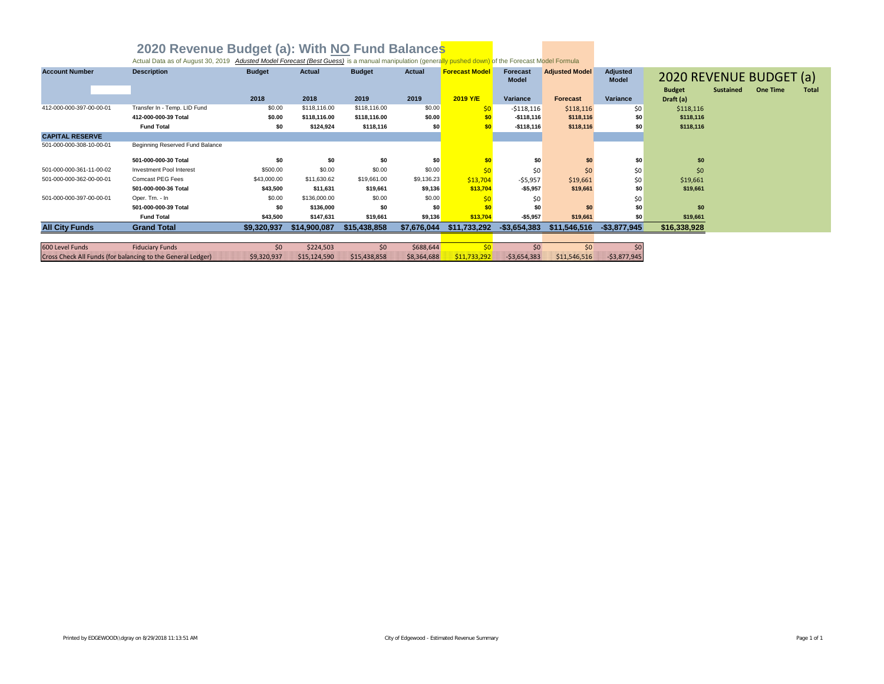# 2020 Revenue Budget (a): With NO Fund Balances

Actual Data as of August 30, 2019 *Adjusted Model Forecast (Best Guess)* is a manual manipulation (generally pushed down) of the Forecast Model Formula

| Account Number | Description | Budget 2018 | Actual 2018 | Budget 2019 | Actual 2019 | Forecast Model 2019 Y/E | Forecast Model Variance | Adjusted Model Forecast | Adjusted Model Variance | 2020 REVENUE BUDGET (a) Budget Draft (a) | Sustained | One Time | Total |
|---|---|---|---|---|---|---|---|---|---|---|---|---|---|
| 412-000-000-397-00-00-01 | Transfer In - Temp. LID Fund | $0.00 | $118,116.00 | $118,116.00 | $0.00 | $0 | -$118,116 | $118,116 | $0 | $118,116 | | | |
| | **412-000-000-39 Total** | **$0.00** | **$118,116.00** | **$118,116.00** | **$0.00** | **$0** | **-$118,116** | **$118,116** | **$0** | **$118,116** | | | |
| | **Fund Total** | **$0** | **$124,924** | **$118,116** | **$0** | **$0** | **-$118,116** | **$118,116** | **$0** | **$118,116** | | | |
| **CAPITAL RESERVE** | | | | | | | | | | | | | |
| 501-000-000-308-10-00-01 | Beginning Reserved Fund Balance | | | | | | | | | | | | |
| | **501-000-000-30 Total** | **$0** | **$0** | **$0** | **$0** | **$0** | **$0** | **$0** | **$0** | **$0** | | | |
| 501-000-000-361-11-00-02 | Investment Pool Interest | $500.00 | $0.00 | $0.00 | $0.00 | $0 | $0 | $0 | $0 | $0 | | | |
| 501-000-000-362-00-00-01 | Comcast PEG Fees | $43,000.00 | $11,630.62 | $19,661.00 | $9,136.23 | $13,704 | -$5,957 | $19,661 | $0 | $19,661 | | | |
| | **501-000-000-36 Total** | **$43,500** | **$11,631** | **$19,661** | **$9,136** | **$13,704** | **-$5,957** | **$19,661** | **$0** | **$19,661** | | | |
| 501-000-000-397-00-00-01 | Oper. Trn. - In | $0.00 | $136,000.00 | $0.00 | $0.00 | $0 | $0 | | $0 | | | | |
| | **501-000-000-39 Total** | **$0** | **$136,000** | **$0** | **$0** | **$0** | **$0** | **$0** | **$0** | **$0** | | | |
| | **Fund Total** | **$43,500** | **$147,631** | **$19,661** | **$9,136** | **$13,704** | **-$5,957** | **$19,661** | **$0** | **$19,661** | | | |
| **All City Funds** | **Grand Total** | **$9,320,937** | **$14,900,087** | **$15,438,858** | **$7,676,044** | **$11,733,292** | **-$3,654,383** | **$11,546,516** | **-$3,877,945** | **$16,338,928** | | | |
| 600 Level Funds | Fiduciary Funds | $0 | $224,503 | $0 | $688,644 | $0 | $0 | $0 | $0 | | | | |
| Cross Check All Funds (for balancing to the General Ledger) | | $9,320,937 | $15,124,590 | $15,438,858 | $8,364,688 | $11,733,292 | -$3,654,383 | $11,546,516 | -$3,877,945 | | | | |

Printed by EDGEWOOD\\dgray on 8/29/2018 11:13:51 AM — City of Edgewood - Estimated Revenue Summary